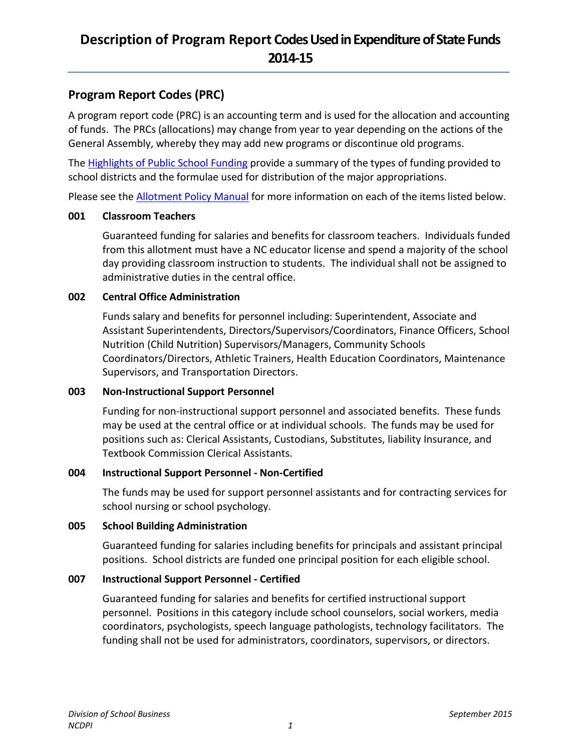# Description of Program Report Codes Used in Expenditure of State Funds 2014-15

## Program Report Codes (PRC)

A program report code (PRC) is an accounting term and is used for the allocation and accounting of funds. The PRCs (allocations) may change from year to year depending on the actions of the General Assembly, whereby they may add new programs or discontinue old programs.

The Highlights of Public School Funding provide a summary of the types of funding provided to school districts and the formulae used for distribution of the major appropriations.

Please see the Allotment Policy Manual for more information on each of the items listed below.

**001 Classroom Teachers**

Guaranteed funding for salaries and benefits for classroom teachers. Individuals funded from this allotment must have a NC educator license and spend a majority of the school day providing classroom instruction to students. The individual shall not be assigned to administrative duties in the central office.

**002 Central Office Administration**

Funds salary and benefits for personnel including: Superintendent, Associate and Assistant Superintendents, Directors/Supervisors/Coordinators, Finance Officers, School Nutrition (Child Nutrition) Supervisors/Managers, Community Schools Coordinators/Directors, Athletic Trainers, Health Education Coordinators, Maintenance Supervisors, and Transportation Directors.

**003 Non-Instructional Support Personnel**

Funding for non-instructional support personnel and associated benefits. These funds may be used at the central office or at individual schools. The funds may be used for positions such as: Clerical Assistants, Custodians, Substitutes, liability Insurance, and Textbook Commission Clerical Assistants.

**004 Instructional Support Personnel - Non-Certified**

The funds may be used for support personnel assistants and for contracting services for school nursing or school psychology.

**005 School Building Administration**

Guaranteed funding for salaries including benefits for principals and assistant principal positions. School districts are funded one principal position for each eligible school.

**007 Instructional Support Personnel - Certified**

Guaranteed funding for salaries and benefits for certified instructional support personnel. Positions in this category include school counselors, social workers, media coordinators, psychologists, speech language pathologists, technology facilitators. The funding shall not be used for administrators, coordinators, supervisors, or directors.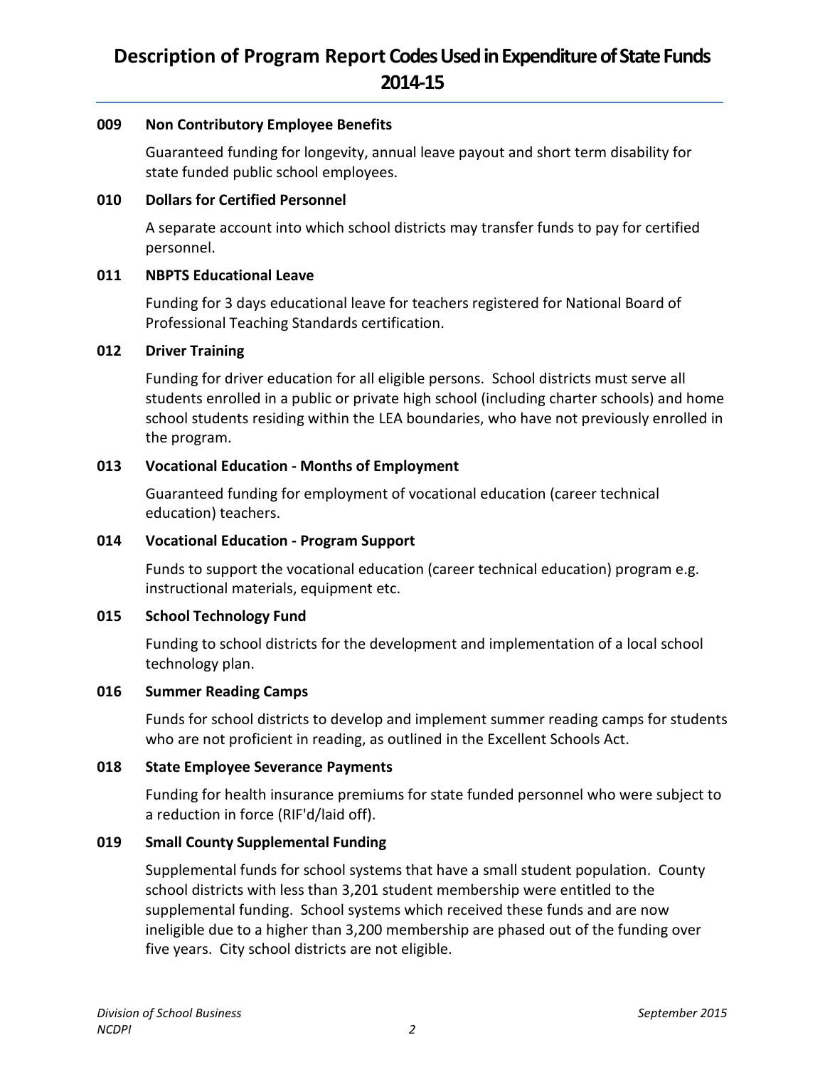# Description of Program Report Codes Used in Expenditure of State Funds 2014-15

**009 Non Contributory Employee Benefits**

Guaranteed funding for longevity, annual leave payout and short term disability for state funded public school employees.

**010 Dollars for Certified Personnel**

A separate account into which school districts may transfer funds to pay for certified personnel.

**011 NBPTS Educational Leave**

Funding for 3 days educational leave for teachers registered for National Board of Professional Teaching Standards certification.

**012 Driver Training**

Funding for driver education for all eligible persons. School districts must serve all students enrolled in a public or private high school (including charter schools) and home school students residing within the LEA boundaries, who have not previously enrolled in the program.

**013 Vocational Education - Months of Employment**

Guaranteed funding for employment of vocational education (career technical education) teachers.

**014 Vocational Education - Program Support**

Funds to support the vocational education (career technical education) program e.g. instructional materials, equipment etc.

**015 School Technology Fund**

Funding to school districts for the development and implementation of a local school technology plan.

**016 Summer Reading Camps**

Funds for school districts to develop and implement summer reading camps for students who are not proficient in reading, as outlined in the Excellent Schools Act.

**018 State Employee Severance Payments**

Funding for health insurance premiums for state funded personnel who were subject to a reduction in force (RIF'd/laid off).

**019 Small County Supplemental Funding**

Supplemental funds for school systems that have a small student population. County school districts with less than 3,201 student membership were entitled to the supplemental funding. School systems which received these funds and are now ineligible due to a higher than 3,200 membership are phased out of the funding over five years. City school districts are not eligible.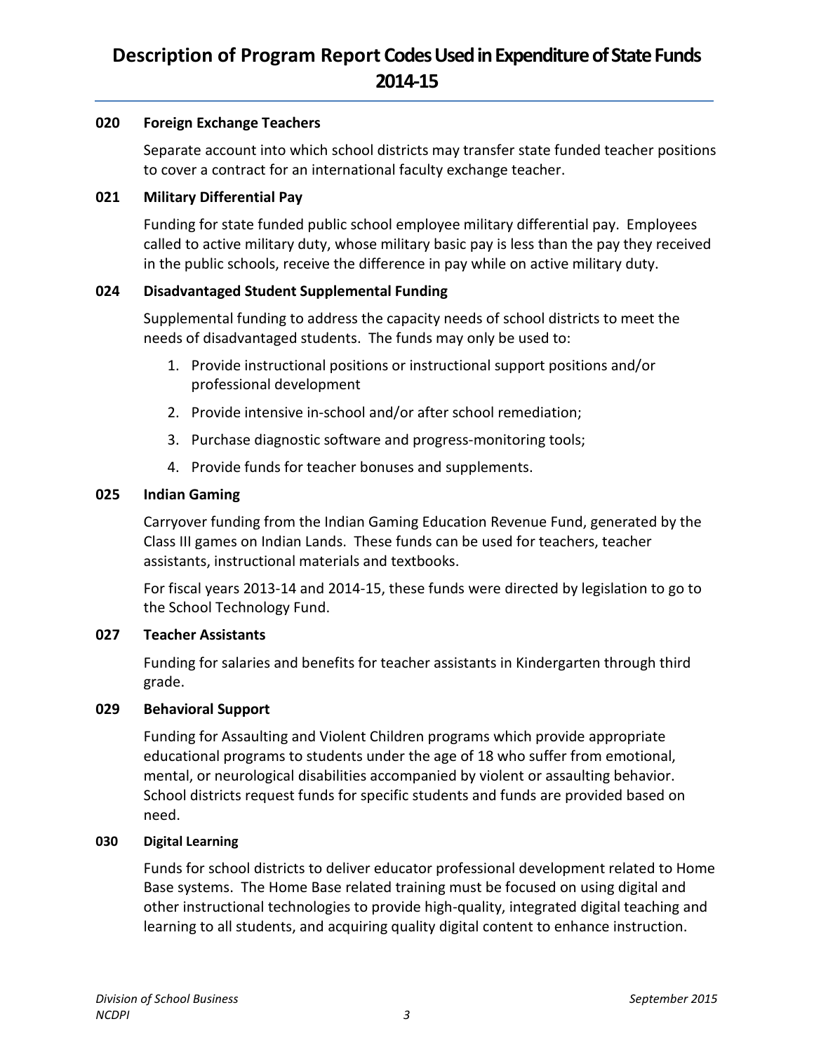# Description of Program Report Codes Used in Expenditure of State Funds 2014-15

**020 Foreign Exchange Teachers**

Separate account into which school districts may transfer state funded teacher positions to cover a contract for an international faculty exchange teacher.

**021 Military Differential Pay**

Funding for state funded public school employee military differential pay. Employees called to active military duty, whose military basic pay is less than the pay they received in the public schools, receive the difference in pay while on active military duty.

**024 Disadvantaged Student Supplemental Funding**

Supplemental funding to address the capacity needs of school districts to meet the needs of disadvantaged students. The funds may only be used to:

1. Provide instructional positions or instructional support positions and/or professional development
2. Provide intensive in-school and/or after school remediation;
3. Purchase diagnostic software and progress-monitoring tools;
4. Provide funds for teacher bonuses and supplements.

**025 Indian Gaming**

Carryover funding from the Indian Gaming Education Revenue Fund, generated by the Class III games on Indian Lands. These funds can be used for teachers, teacher assistants, instructional materials and textbooks.

For fiscal years 2013-14 and 2014-15, these funds were directed by legislation to go to the School Technology Fund.

**027 Teacher Assistants**

Funding for salaries and benefits for teacher assistants in Kindergarten through third grade.

**029 Behavioral Support**

Funding for Assaulting and Violent Children programs which provide appropriate educational programs to students under the age of 18 who suffer from emotional, mental, or neurological disabilities accompanied by violent or assaulting behavior. School districts request funds for specific students and funds are provided based on need.

**030 Digital Learning**

Funds for school districts to deliver educator professional development related to Home Base systems. The Home Base related training must be focused on using digital and other instructional technologies to provide high-quality, integrated digital teaching and learning to all students, and acquiring quality digital content to enhance instruction.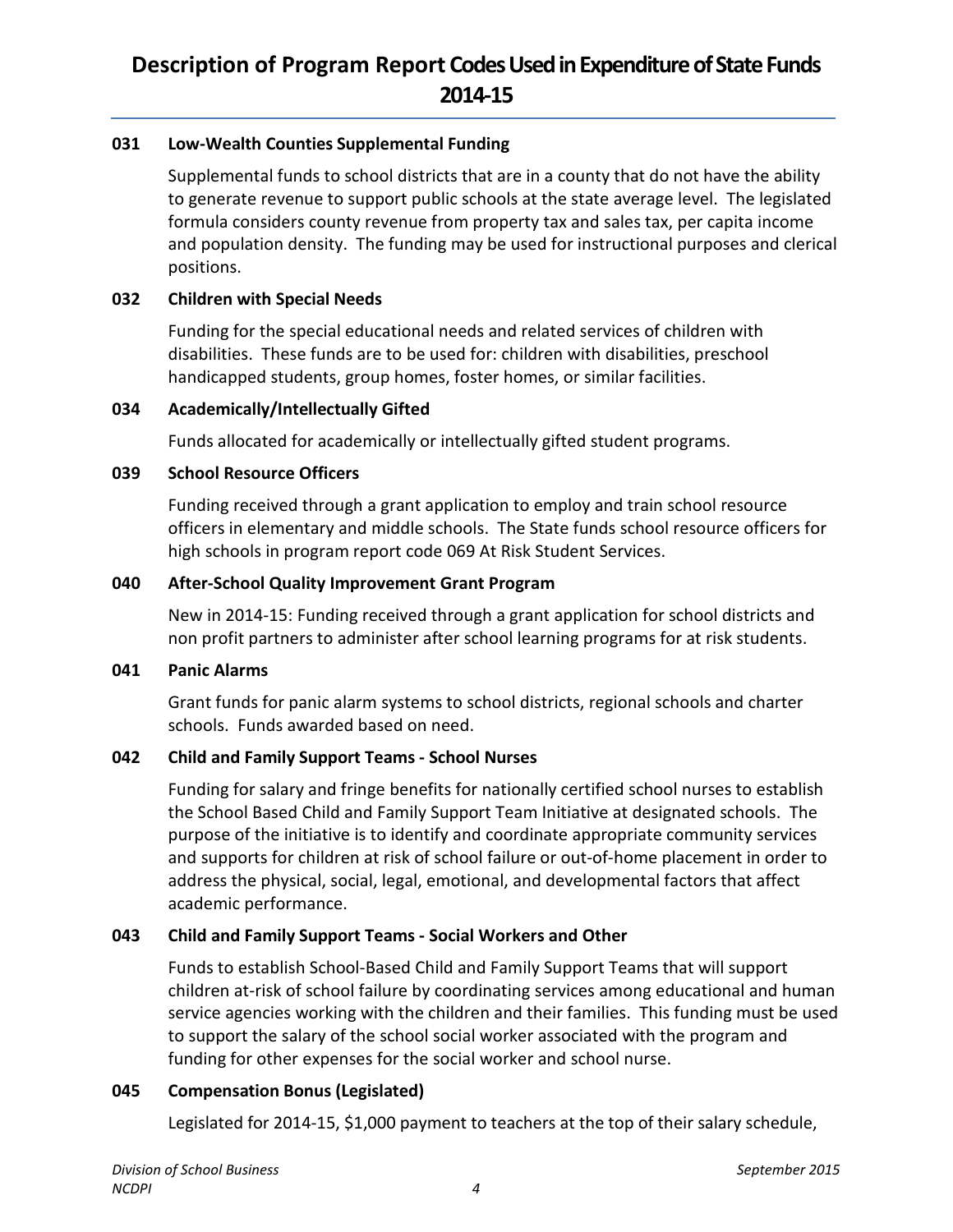# Description of Program Report Codes Used in Expenditure of State Funds 2014-15

### 031 Low-Wealth Counties Supplemental Funding

Supplemental funds to school districts that are in a county that do not have the ability to generate revenue to support public schools at the state average level. The legislated formula considers county revenue from property tax and sales tax, per capita income and population density. The funding may be used for instructional purposes and clerical positions.

### 032 Children with Special Needs

Funding for the special educational needs and related services of children with disabilities. These funds are to be used for: children with disabilities, preschool handicapped students, group homes, foster homes, or similar facilities.

### 034 Academically/Intellectually Gifted

Funds allocated for academically or intellectually gifted student programs.

### 039 School Resource Officers

Funding received through a grant application to employ and train school resource officers in elementary and middle schools. The State funds school resource officers for high schools in program report code 069 At Risk Student Services.

### 040 After-School Quality Improvement Grant Program

New in 2014-15: Funding received through a grant application for school districts and non profit partners to administer after school learning programs for at risk students.

### 041 Panic Alarms

Grant funds for panic alarm systems to school districts, regional schools and charter schools. Funds awarded based on need.

### 042 Child and Family Support Teams - School Nurses

Funding for salary and fringe benefits for nationally certified school nurses to establish the School Based Child and Family Support Team Initiative at designated schools. The purpose of the initiative is to identify and coordinate appropriate community services and supports for children at risk of school failure or out-of-home placement in order to address the physical, social, legal, emotional, and developmental factors that affect academic performance.

### 043 Child and Family Support Teams - Social Workers and Other

Funds to establish School-Based Child and Family Support Teams that will support children at-risk of school failure by coordinating services among educational and human service agencies working with the children and their families. This funding must be used to support the salary of the school social worker associated with the program and funding for other expenses for the social worker and school nurse.

### 045 Compensation Bonus (Legislated)

Legislated for 2014-15, $1,000 payment to teachers at the top of their salary schedule,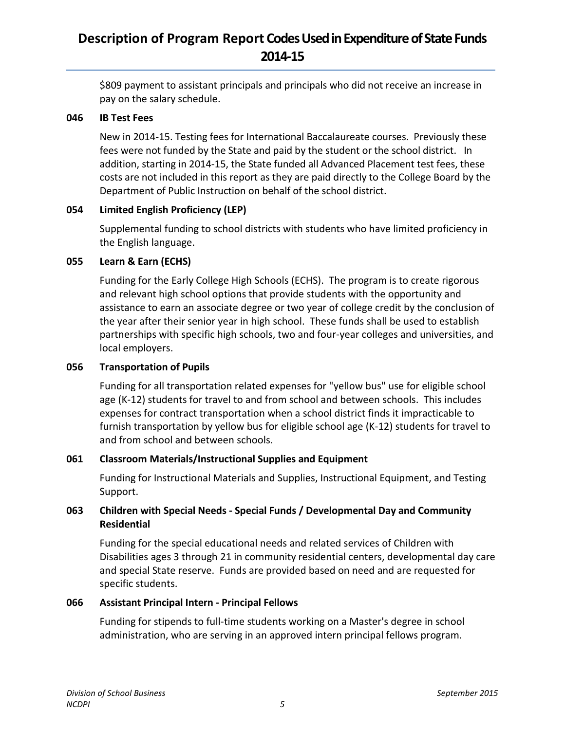$809 payment to assistant principals and principals who did not receive an increase in pay on the salary schedule.

### 046 IB Test Fees

New in 2014-15. Testing fees for International Baccalaureate courses. Previously these fees were not funded by the State and paid by the student or the school district. In addition, starting in 2014-15, the State funded all Advanced Placement test fees, these costs are not included in this report as they are paid directly to the College Board by the Department of Public Instruction on behalf of the school district.

### 054 Limited English Proficiency (LEP)

Supplemental funding to school districts with students who have limited proficiency in the English language.

### 055 Learn & Earn (ECHS)

Funding for the Early College High Schools (ECHS). The program is to create rigorous and relevant high school options that provide students with the opportunity and assistance to earn an associate degree or two year of college credit by the conclusion of the year after their senior year in high school. These funds shall be used to establish partnerships with specific high schools, two and four-year colleges and universities, and local employers.

### 056 Transportation of Pupils

Funding for all transportation related expenses for "yellow bus" use for eligible school age (K-12) students for travel to and from school and between schools. This includes expenses for contract transportation when a school district finds it impracticable to furnish transportation by yellow bus for eligible school age (K-12) students for travel to and from school and between schools.

### 061 Classroom Materials/Instructional Supplies and Equipment

Funding for Instructional Materials and Supplies, Instructional Equipment, and Testing Support.

### 063 Children with Special Needs - Special Funds / Developmental Day and Community Residential

Funding for the special educational needs and related services of Children with Disabilities ages 3 through 21 in community residential centers, developmental day care and special State reserve. Funds are provided based on need and are requested for specific students.

### 066 Assistant Principal Intern - Principal Fellows

Funding for stipends to full-time students working on a Master's degree in school administration, who are serving in an approved intern principal fellows program.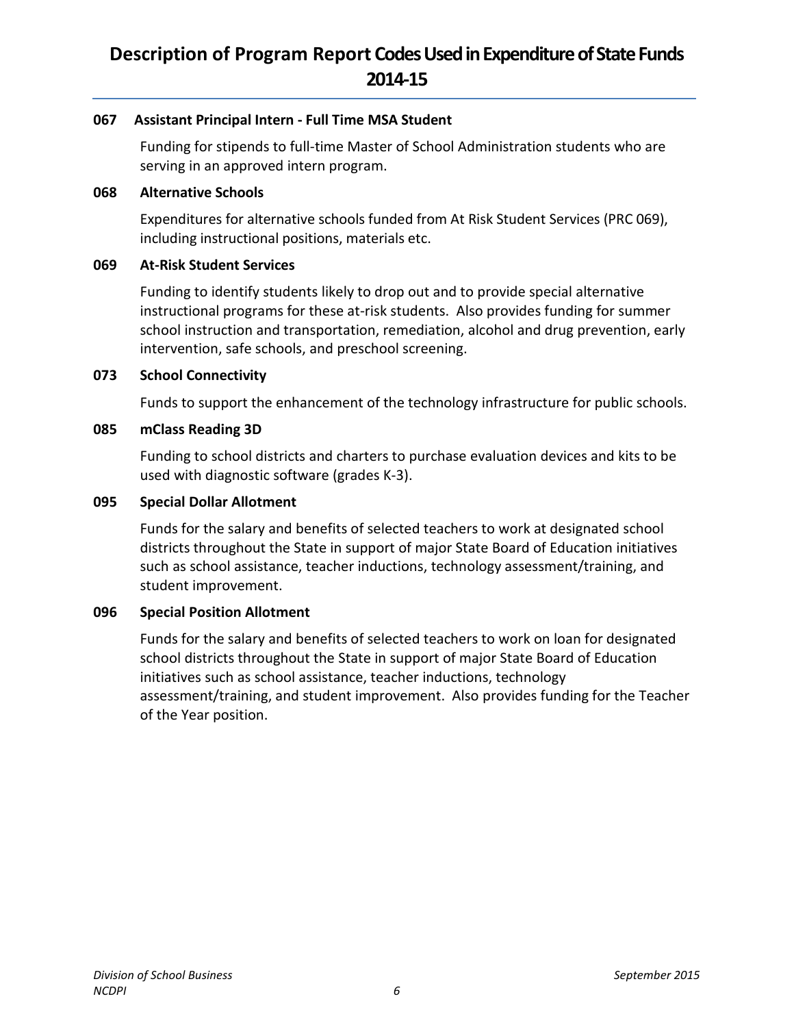**067 Assistant Principal Intern - Full Time MSA Student**

Funding for stipends to full-time Master of School Administration students who are serving in an approved intern program.

**068 Alternative Schools**

Expenditures for alternative schools funded from At Risk Student Services (PRC 069), including instructional positions, materials etc.

**069 At-Risk Student Services**

Funding to identify students likely to drop out and to provide special alternative instructional programs for these at-risk students. Also provides funding for summer school instruction and transportation, remediation, alcohol and drug prevention, early intervention, safe schools, and preschool screening.

**073 School Connectivity**

Funds to support the enhancement of the technology infrastructure for public schools.

**085 mClass Reading 3D**

Funding to school districts and charters to purchase evaluation devices and kits to be used with diagnostic software (grades K-3).

**095 Special Dollar Allotment**

Funds for the salary and benefits of selected teachers to work at designated school districts throughout the State in support of major State Board of Education initiatives such as school assistance, teacher inductions, technology assessment/training, and student improvement.

**096 Special Position Allotment**

Funds for the salary and benefits of selected teachers to work on loan for designated school districts throughout the State in support of major State Board of Education initiatives such as school assistance, teacher inductions, technology assessment/training, and student improvement. Also provides funding for the Teacher of the Year position.